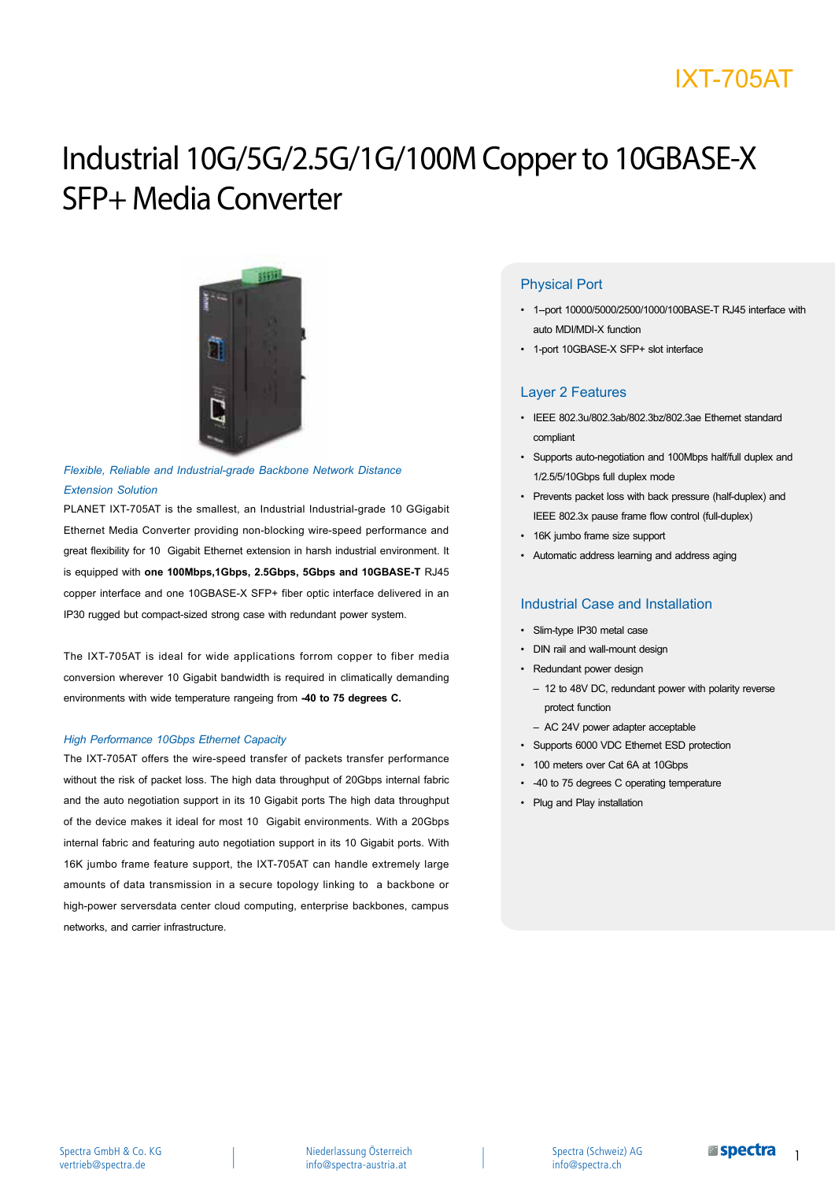IXT-705AT

# Industrial 10G/5G/2.5G/1G/100M Copper to 10GBASE-X SFP+ Media Converter

*Flexible, Reliable and Industrial-grade Backbone Network Distance Extension Solution*

PLANET IXT-705AT is the smallest, an Industrial Industrial-grade 10 GGigabit Ethernet Media Converter providing non-blocking wire-speed performance and great flexibility for 10  Gigabit Ethernet extension in harsh industrial environment. It is equipped with **one 100Mbps,1Gbps, 2.5Gbps, 5Gbps and 10GBASE-T** RJ45 copper interface and one 10GBASE-X SFP+ fiber optic interface delivered in an IP30 rugged but compact-sized strong case with redundant power system.

The IXT-705AT is ideal for wide applications forrom copper to fiber media conversion wherever 10 Gigabit bandwidth is required in climatically demanding environments with wide temperature rangeing from **-40 to 75 degrees C.**

*High Performance 10Gbps Ethernet Capacity*

The IXT-705AT offers the wire-speed transfer of packets transfer performance without the risk of packet loss. The high data throughput of 20Gbps internal fabric and the auto negotiation support in its 10 Gigabit ports The high data throughput of the device makes it ideal for most 10  Gigabit environments. With a 20Gbps internal fabric and featuring auto negotiation support in its 10 Gigabit ports. With 16K jumbo frame feature support, the IXT-705AT can handle extremely large amounts of data transmission in a secure topology linking to  a backbone or high-power serversdata center cloud computing, enterprise backbones, campus networks, and carrier infrastructure.

## Physical Port

- 1–port 10000/5000/2500/1000/100BASE-T RJ45 interface with auto MDI/MDI-X function
- 1-port 10GBASE-X SFP+ slot interface

## Layer 2 Features

- IEEE 802.3u/802.3ab/802.3bz/802.3ae Ethernet standard compliant
- Supports auto-negotiation and 100Mbps half/full duplex and 1/2.5/5/10Gbps full duplex mode
- Prevents packet loss with back pressure (half-duplex) and IEEE 802.3x pause frame flow control (full-duplex)
- 16K jumbo frame size support
- Automatic address learning and address aging

## Industrial Case and Installation

- Slim-type IP30 metal case
- DIN rail and wall-mount design
- Redundant power design
  - 12 to 48V DC, redundant power with polarity reverse protect function
  - AC 24V power adapter acceptable
- Supports 6000 VDC Ethernet ESD protection
- 100 meters over Cat 6A at 10Gbps
- -40 to 75 degrees C operating temperature
- Plug and Play installation

Spectra GmbH & Co. KG
vertrieb@spectra.de

Niederlassung Österreich
info@spectra-austria.at

Spectra (Schweiz) AG
info@spectra.ch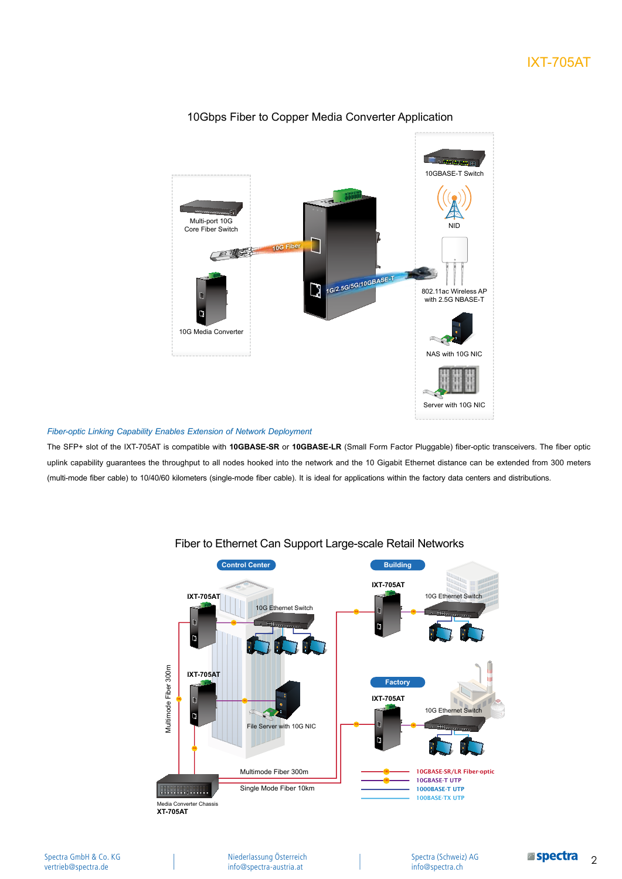## 10Gbps Fiber to Copper Media Converter Application

Multi-port 10G Core Fiber Switch

10G Media Converter

10G Fiber

1G/2.5G/5G/10GBASE-T

10GBASE-T Switch

NID

802.11ac Wireless AP with 2.5G NBASE-T

NAS with 10G NIC

Server with 10G NIC

*Fiber-optic Linking Capability Enables Extension of Network Deployment*

The SFP+ slot of the IXT-705AT is compatible with **10GBASE-SR** or **10GBASE-LR** (Small Form Factor Pluggable) fiber-optic transceivers. The fiber optic uplink capability guarantees the throughput to all nodes hooked into the network and the 10 Gigabit Ethernet distance can be extended from 300 meters (multi-mode fiber cable) to 10/40/60 kilometers (single-mode fiber cable). It is ideal for applications within the factory data centers and distributions.

## Fiber to Ethernet Can Support Large-scale Retail Networks

Control Center

IXT-705AT

10G Ethernet Switch

IXT-705AT

File Server with 10G NIC

Multimode Fiber 300m

Building

IXT-705AT

10G Ethernet Switch

Factory

IXT-705AT

10G Ethernet Switch

Multimode Fiber 300m

Single Mode Fiber 10km

Media Converter Chassis
XT-705AT

10GBASE-SR/LR Fiber-optic
10GBASE-T UTP
1000BASE-T UTP
100BASE-TX UTP

Spectra GmbH & Co. KG
vertrieb@spectra.de

Niederlassung Österreich
info@spectra-austria.at

Spectra (Schweiz) AG
info@spectra.ch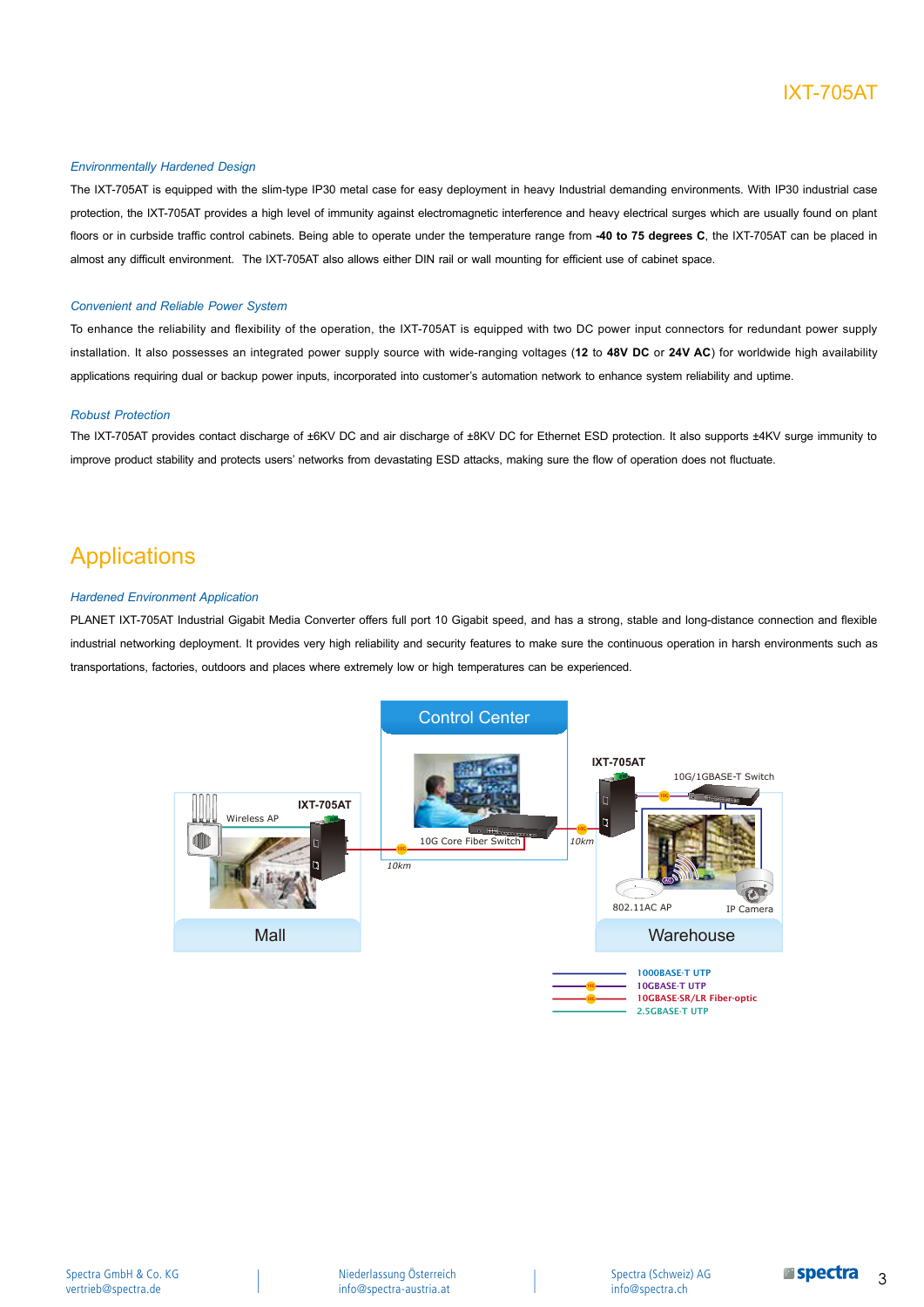## Environmentally Hardened Design

The IXT-705AT is equipped with the slim-type IP30 metal case for easy deployment in heavy Industrial demanding environments. With IP30 industrial case protection, the IXT-705AT provides a high level of immunity against electromagnetic interference and heavy electrical surges which are usually found on plant floors or in curbside traffic control cabinets. Being able to operate under the temperature range from **-40 to 75 degrees C**, the IXT-705AT can be placed in almost any difficult environment. The IXT-705AT also allows either DIN rail or wall mounting for efficient use of cabinet space.

## Convenient and Reliable Power System

To enhance the reliability and flexibility of the operation, the IXT-705AT is equipped with two DC power input connectors for redundant power supply installation. It also possesses an integrated power supply source with wide-ranging voltages (**12** to **48V DC** or **24V AC**) for worldwide high availability applications requiring dual or backup power inputs, incorporated into customer's automation network to enhance system reliability and uptime.

## Robust Protection

The IXT-705AT provides contact discharge of ±6KV DC and air discharge of ±8KV DC for Ethernet ESD protection. It also supports ±4KV surge immunity to improve product stability and protects users' networks from devastating ESD attacks, making sure the flow of operation does not fluctuate.

# Applications

## Hardened Environment Application

PLANET IXT-705AT Industrial Gigabit Media Converter offers full port 10 Gigabit speed, and has a strong, stable and long-distance connection and flexible industrial networking deployment. It provides very high reliability and security features to make sure the continuous operation in harsh environments such as transportations, factories, outdoors and places where extremely low or high temperatures can be experienced.

Control Center

10G Core Fiber Switch

IXT-705AT

Wireless AP

Mall

10km

IXT-705AT

10G/1GBASE-T Switch

10km

802.11AC AP

IP Camera

Warehouse

1000BASE-T UTP
10GBASE-T UTP
10GBASE-SR/LR Fiber-optic
2.5GBASE-T UTP

Spectra GmbH & Co. KG
vertrieb@spectra.de

Niederlassung Österreich
info@spectra-austria.at

Spectra (Schweiz) AG
info@spectra.ch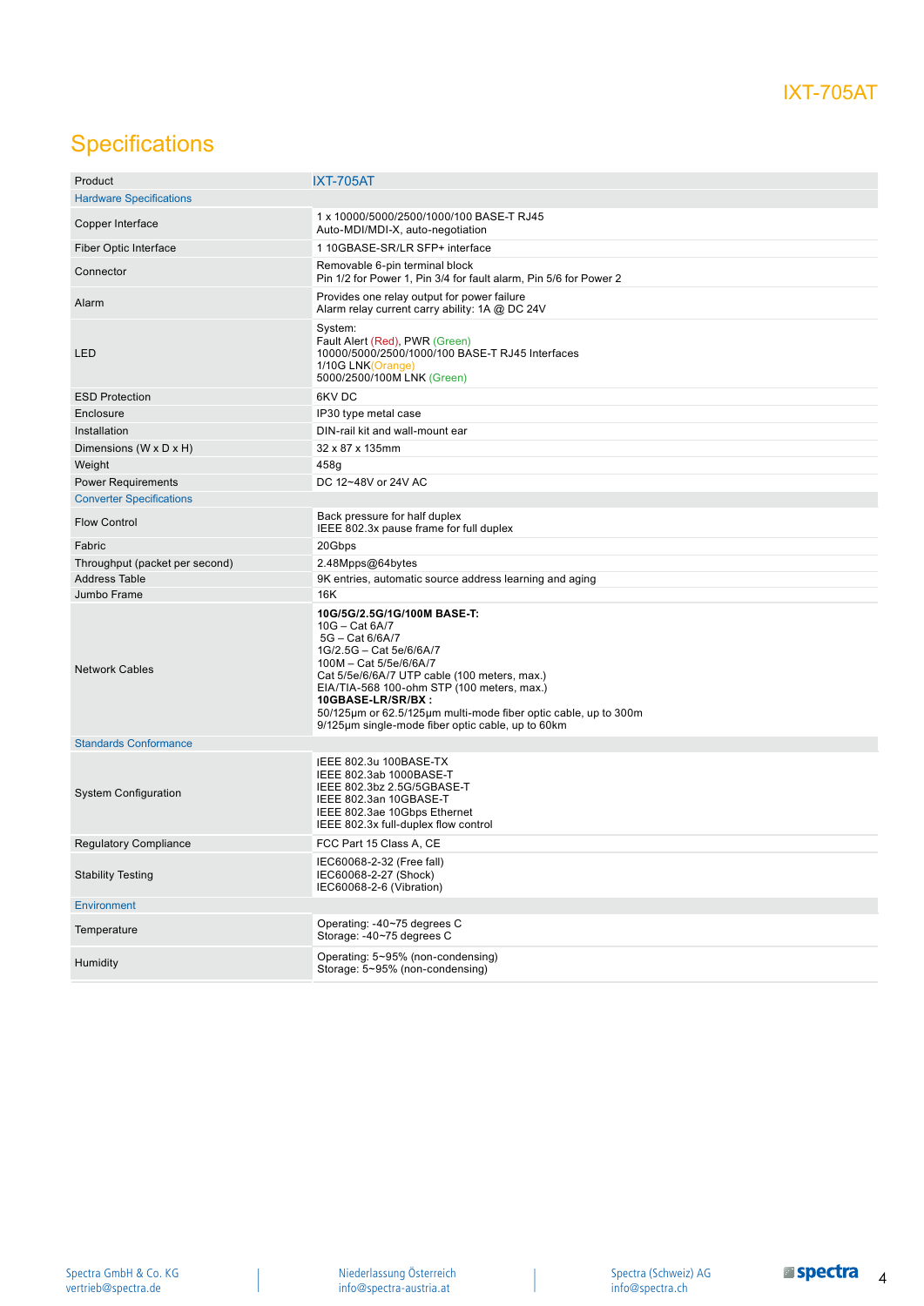## Specifications

| Product | IXT-705AT |
|---|---|
| **Hardware Specifications** | |
| Copper Interface | 1 x 10000/5000/2500/1000/100 BASE-T RJ45<br>Auto-MDI/MDI-X, auto-negotiation |
| Fiber Optic Interface | 1 10GBASE-SR/LR SFP+ interface |
| Connector | Removable 6-pin terminal block<br>Pin 1/2 for Power 1, Pin 3/4 for fault alarm, Pin 5/6 for Power 2 |
| Alarm | Provides one relay output for power failure<br>Alarm relay current carry ability: 1A @ DC 24V |
| LED | System:<br>Fault Alert (Red), PWR (Green)<br>10000/5000/2500/1000/100 BASE-T RJ45 Interfaces<br>1/10G LNK(Orange)<br>5000/2500/100M LNK (Green) |
| ESD Protection | 6KV DC |
| Enclosure | IP30 type metal case |
| Installation | DIN-rail kit and wall-mount ear |
| Dimensions (W x D x H) | 32 x 87 x 135mm |
| Weight | 458g |
| Power Requirements | DC 12~48V or 24V AC |
| **Converter Specifications** | |
| Flow Control | Back pressure for half duplex<br>IEEE 802.3x pause frame for full duplex |
| Fabric | 20Gbps |
| Throughput (packet per second) | 2.48Mpps@64bytes |
| Address Table | 9K entries, automatic source address learning and aging |
| Jumbo Frame | 16K |
| Network Cables | **10G/5G/2.5G/1G/100M BASE-T:**<br>10G – Cat 6A/7<br>5G – Cat 6/6A/7<br>1G/2.5G – Cat 5e/6/6A/7<br>100M – Cat 5/5e/6/6A/7<br>Cat 5/5e/6/6A/7 UTP cable (100 meters, max.)<br>EIA/TIA-568 100-ohm STP (100 meters, max.)<br>**10GBASE-LR/SR/BX :**<br>50/125µm or 62.5/125µm multi-mode fiber optic cable, up to 300m<br>9/125µm single-mode fiber optic cable, up to 60km |
| **Standards Conformance** | |
| System Configuration | IEEE 802.3u 100BASE-TX<br>IEEE 802.3ab 1000BASE-T<br>IEEE 802.3bz 2.5G/5GBASE-T<br>IEEE 802.3an 10GBASE-T<br>IEEE 802.3ae 10Gbps Ethernet<br>IEEE 802.3x full-duplex flow control |
| Regulatory Compliance | FCC Part 15 Class A, CE |
| Stability Testing | IEC60068-2-32 (Free fall)<br>IEC60068-2-27 (Shock)<br>IEC60068-2-6 (Vibration) |
| **Environment** | |
| Temperature | Operating: -40~75 degrees C<br>Storage: -40~75 degrees C |
| Humidity | Operating: 5~95% (non-condensing)<br>Storage: 5~95% (non-condensing) |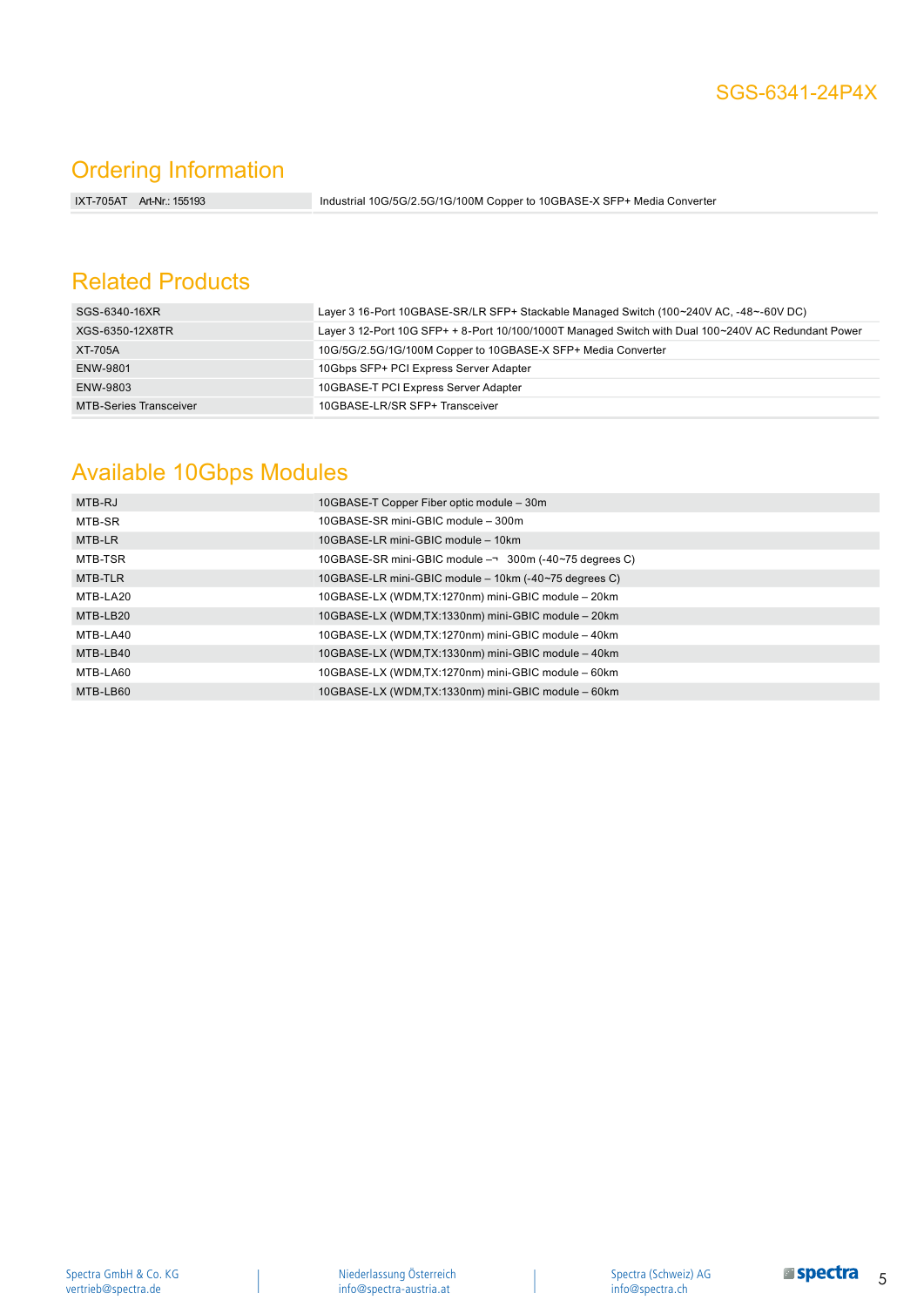## Ordering Information

| | |
|---|---|
| IXT-705AT Art-Nr.: 155193 | Industrial 10G/5G/2.5G/1G/100M Copper to 10GBASE-X SFP+ Media Converter |

## Related Products

| | |
|---|---|
| SGS-6340-16XR | Layer 3 16-Port 10GBASE-SR/LR SFP+ Stackable Managed Switch (100~240V AC, -48~-60V DC) |
| XGS-6350-12X8TR | Layer 3 12-Port 10G SFP+ + 8-Port 10/100/1000T Managed Switch with Dual 100~240V AC Redundant Power |
| XT-705A | 10G/5G/2.5G/1G/100M Copper to 10GBASE-X SFP+ Media Converter |
| ENW-9801 | 10Gbps SFP+ PCI Express Server Adapter |
| ENW-9803 | 10GBASE-T PCI Express Server Adapter |
| MTB-Series Transceiver | 10GBASE-LR/SR SFP+ Transceiver |

## Available 10Gbps Modules

| | |
|---|---|
| MTB-RJ | 10GBASE-T Copper Fiber optic module – 30m |
| MTB-SR | 10GBASE-SR mini-GBIC module – 300m |
| MTB-LR | 10GBASE-LR mini-GBIC module – 10km |
| MTB-TSR | 10GBASE-SR mini-GBIC module –¬ 300m (-40~75 degrees C) |
| MTB-TLR | 10GBASE-LR mini-GBIC module – 10km (-40~75 degrees C) |
| MTB-LA20 | 10GBASE-LX (WDM,TX:1270nm) mini-GBIC module – 20km |
| MTB-LB20 | 10GBASE-LX (WDM,TX:1330nm) mini-GBIC module – 20km |
| MTB-LA40 | 10GBASE-LX (WDM,TX:1270nm) mini-GBIC module – 40km |
| MTB-LB40 | 10GBASE-LX (WDM,TX:1330nm) mini-GBIC module – 40km |
| MTB-LA60 | 10GBASE-LX (WDM,TX:1270nm) mini-GBIC module – 60km |
| MTB-LB60 | 10GBASE-LX (WDM,TX:1330nm) mini-GBIC module – 60km |